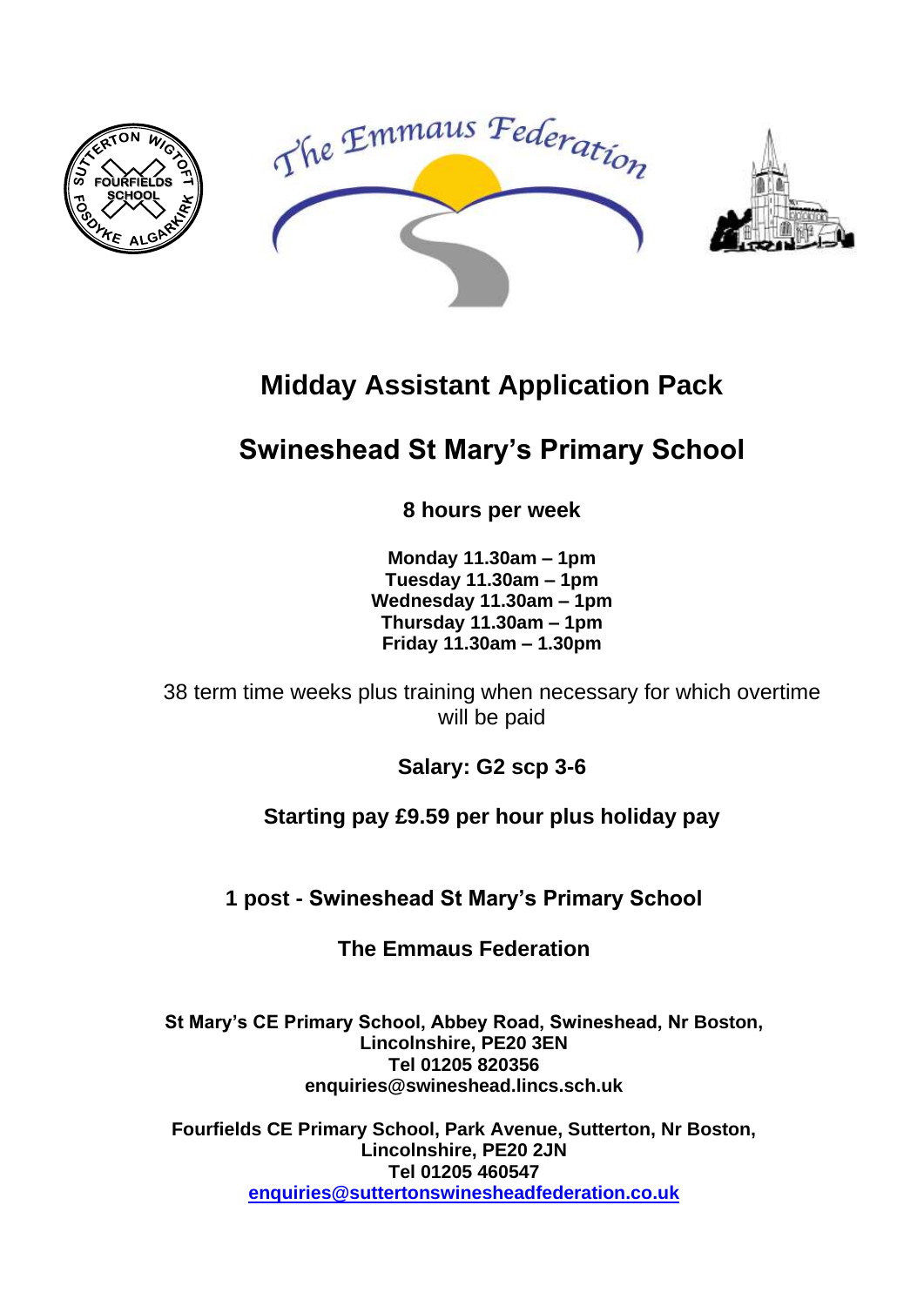# Midday Assistant Application Pack

## Swineshead St Mary's Primary School

**8 hours per week**

**Monday 11.30am – 1pm**
**Tuesday 11.30am – 1pm**
**Wednesday 11.30am – 1pm**
**Thursday 11.30am – 1pm**
**Friday 11.30am – 1.30pm**

38 term time weeks plus training when necessary for which overtime will be paid

**Salary: G2 scp 3-6**

**Starting pay £9.59 per hour plus holiday pay**

**1 post - Swineshead St Mary's Primary School**

**The Emmaus Federation**

**St Mary's CE Primary School, Abbey Road, Swineshead, Nr Boston, Lincolnshire, PE20 3EN**
**Tel 01205 820356**
**enquiries@swineshead.lincs.sch.uk**

**Fourfields CE Primary School, Park Avenue, Sutterton, Nr Boston, Lincolnshire, PE20 2JN**
**Tel 01205 460547**
**enquiries@suttertonswinesheadfederation.co.uk**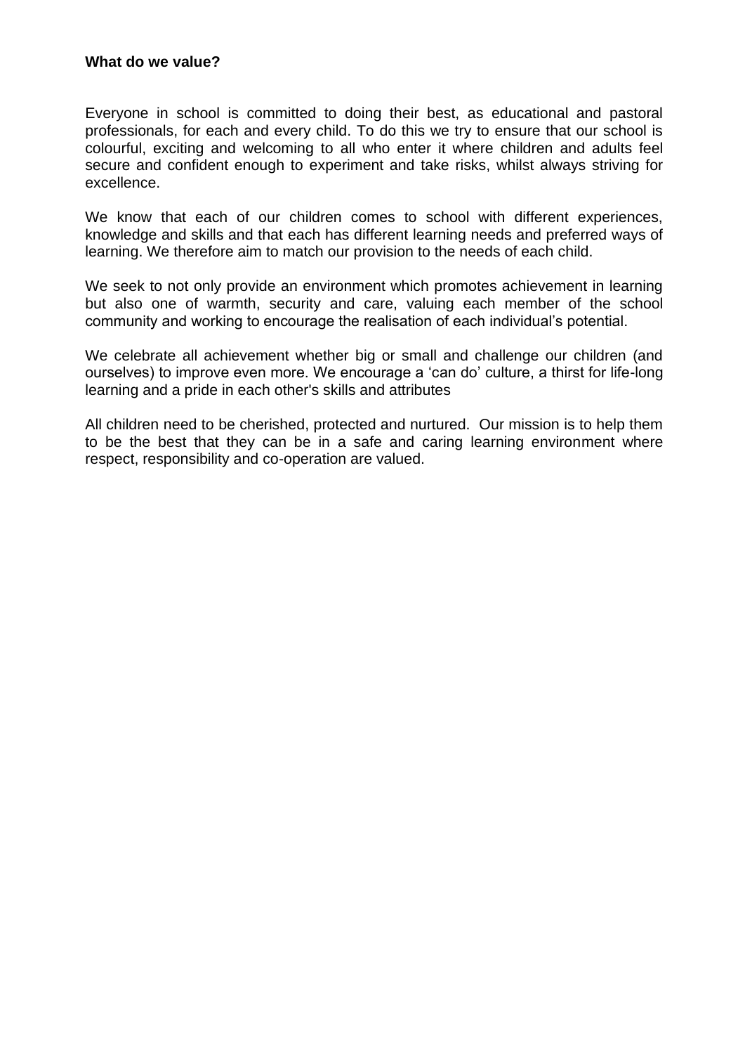**What do we value?**

Everyone in school is committed to doing their best, as educational and pastoral professionals, for each and every child. To do this we try to ensure that our school is colourful, exciting and welcoming to all who enter it where children and adults feel secure and confident enough to experiment and take risks, whilst always striving for excellence.

We know that each of our children comes to school with different experiences, knowledge and skills and that each has different learning needs and preferred ways of learning. We therefore aim to match our provision to the needs of each child.

We seek to not only provide an environment which promotes achievement in learning but also one of warmth, security and care, valuing each member of the school community and working to encourage the realisation of each individual's potential.

We celebrate all achievement whether big or small and challenge our children (and ourselves) to improve even more. We encourage a 'can do' culture, a thirst for life-long learning and a pride in each other's skills and attributes

All children need to be cherished, protected and nurtured. Our mission is to help them to be the best that they can be in a safe and caring learning environment where respect, responsibility and co-operation are valued.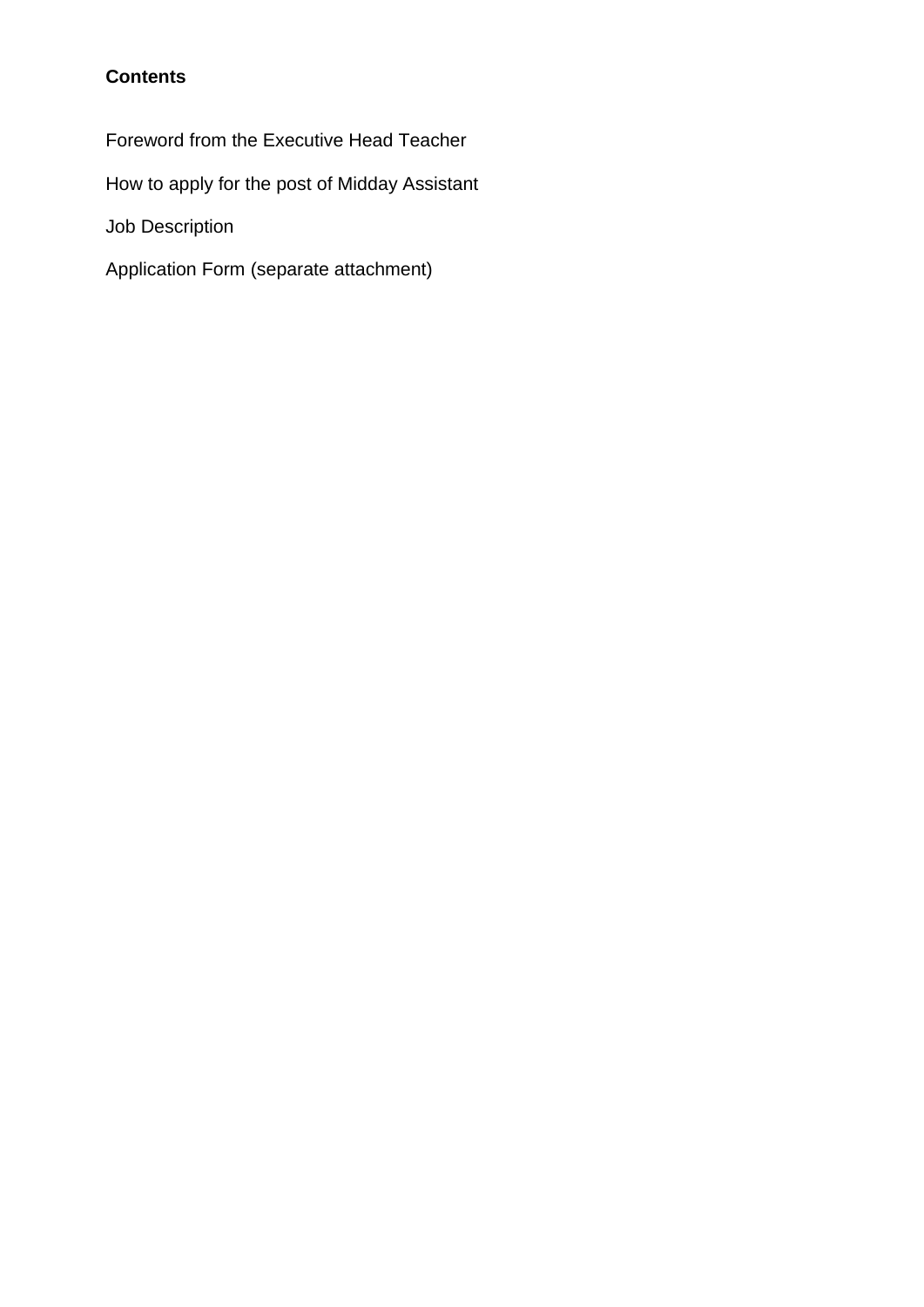**Contents**

Foreword from the Executive Head Teacher

How to apply for the post of Midday Assistant

Job Description

Application Form (separate attachment)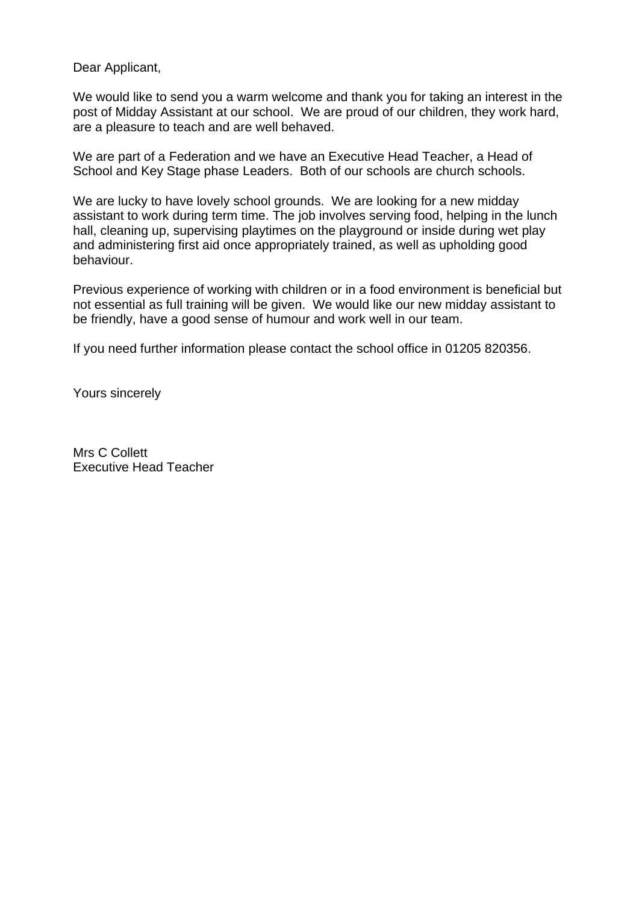Dear Applicant,

We would like to send you a warm welcome and thank you for taking an interest in the post of Midday Assistant at our school. We are proud of our children, they work hard, are a pleasure to teach and are well behaved.

We are part of a Federation and we have an Executive Head Teacher, a Head of School and Key Stage phase Leaders. Both of our schools are church schools.

We are lucky to have lovely school grounds. We are looking for a new midday assistant to work during term time. The job involves serving food, helping in the lunch hall, cleaning up, supervising playtimes on the playground or inside during wet play and administering first aid once appropriately trained, as well as upholding good behaviour.

Previous experience of working with children or in a food environment is beneficial but not essential as full training will be given. We would like our new midday assistant to be friendly, have a good sense of humour and work well in our team.

If you need further information please contact the school office in 01205 820356.

Yours sincerely

Mrs C Collett
Executive Head Teacher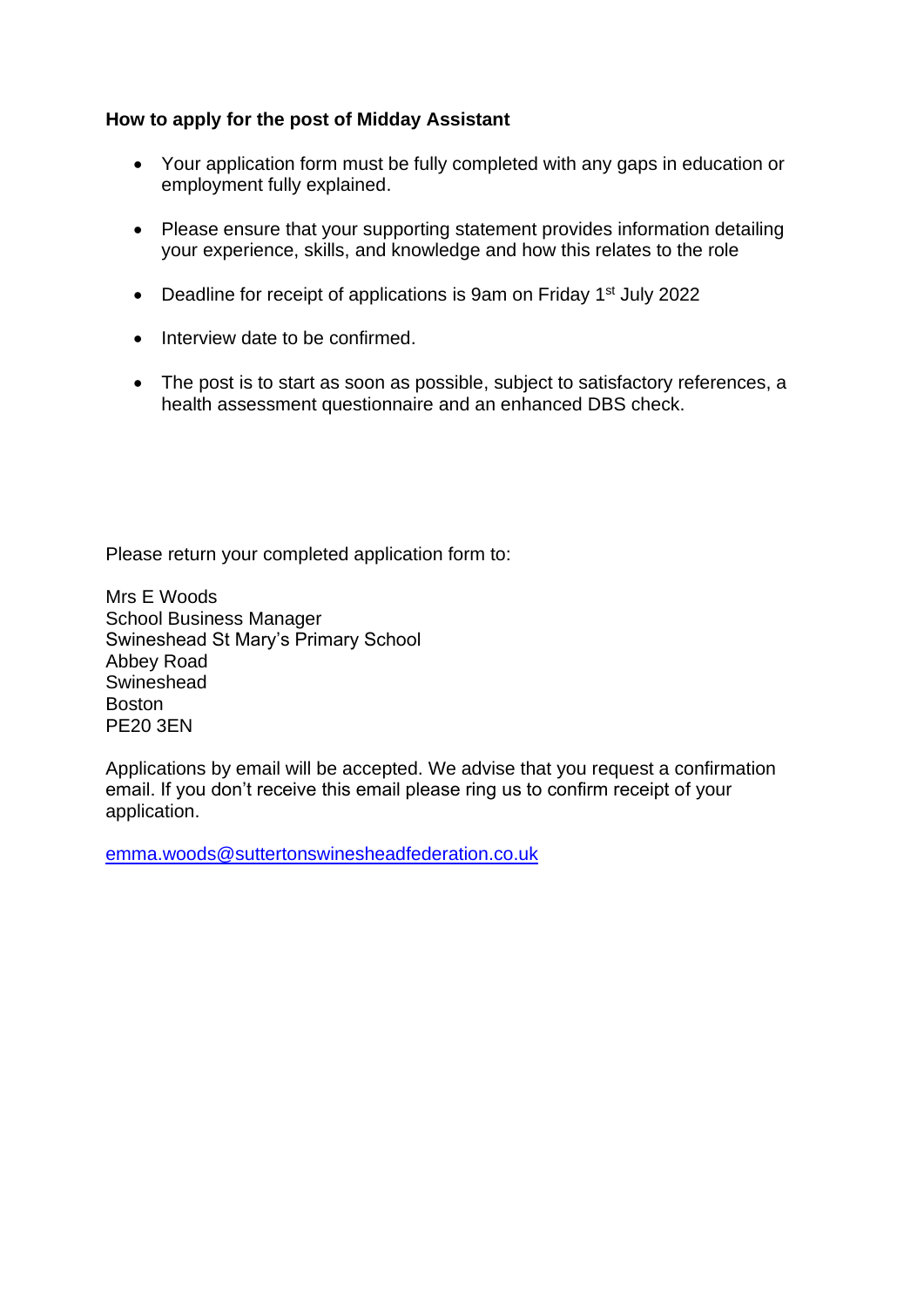**How to apply for the post of Midday Assistant**

- Your application form must be fully completed with any gaps in education or employment fully explained.
- Please ensure that your supporting statement provides information detailing your experience, skills, and knowledge and how this relates to the role
- Deadline for receipt of applications is 9am on Friday 1st July 2022
- Interview date to be confirmed.
- The post is to start as soon as possible, subject to satisfactory references, a health assessment questionnaire and an enhanced DBS check.

Please return your completed application form to:

Mrs E Woods
School Business Manager
Swineshead St Mary's Primary School
Abbey Road
Swineshead
Boston
PE20 3EN

Applications by email will be accepted. We advise that you request a confirmation email. If you don't receive this email please ring us to confirm receipt of your application.

emma.woods@suttertonswinesheadfederation.co.uk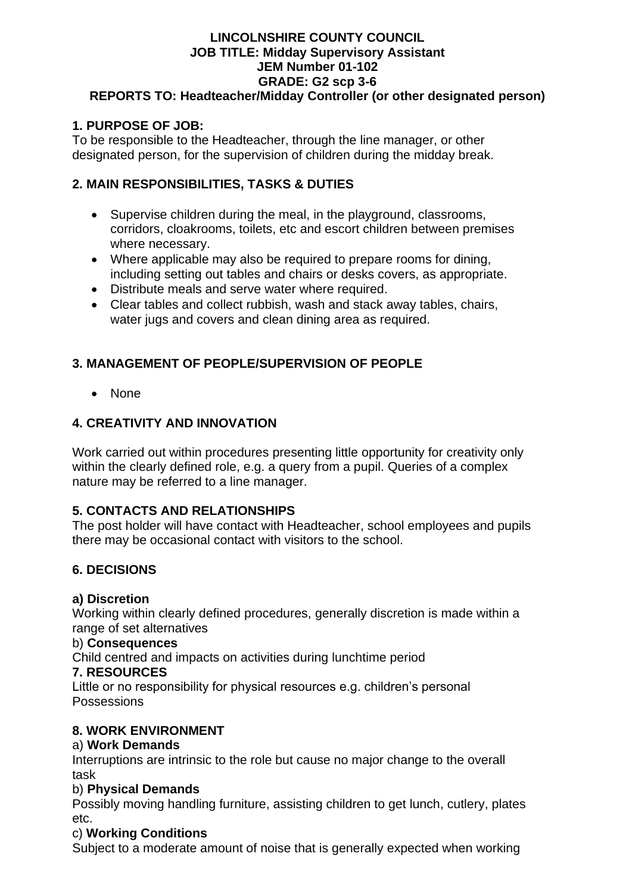**LINCOLNSHIRE COUNTY COUNCIL**
**JOB TITLE: Midday Supervisory Assistant**
**JEM Number 01-102**
**GRADE: G2 scp 3-6**
**REPORTS TO: Headteacher/Midday Controller (or other designated person)**

## 1. PURPOSE OF JOB:

To be responsible to the Headteacher, through the line manager, or other designated person, for the supervision of children during the midday break.

## 2. MAIN RESPONSIBILITIES, TASKS & DUTIES

- Supervise children during the meal, in the playground, classrooms, corridors, cloakrooms, toilets, etc and escort children between premises where necessary.
- Where applicable may also be required to prepare rooms for dining, including setting out tables and chairs or desks covers, as appropriate.
- Distribute meals and serve water where required.
- Clear tables and collect rubbish, wash and stack away tables, chairs, water jugs and covers and clean dining area as required.

## 3. MANAGEMENT OF PEOPLE/SUPERVISION OF PEOPLE

- None

## 4. CREATIVITY AND INNOVATION

Work carried out within procedures presenting little opportunity for creativity only within the clearly defined role, e.g. a query from a pupil. Queries of a complex nature may be referred to a line manager.

## 5. CONTACTS AND RELATIONSHIPS

The post holder will have contact with Headteacher, school employees and pupils there may be occasional contact with visitors to the school.

## 6. DECISIONS

**a) Discretion**

Working within clearly defined procedures, generally discretion is made within a range of set alternatives

b) **Consequences**

Child centred and impacts on activities during lunchtime period

## 7. RESOURCES

Little or no responsibility for physical resources e.g. children's personal Possessions

## 8. WORK ENVIRONMENT

a) **Work Demands**

Interruptions are intrinsic to the role but cause no major change to the overall task

b) **Physical Demands**

Possibly moving handling furniture, assisting children to get lunch, cutlery, plates etc.

c) **Working Conditions**

Subject to a moderate amount of noise that is generally expected when working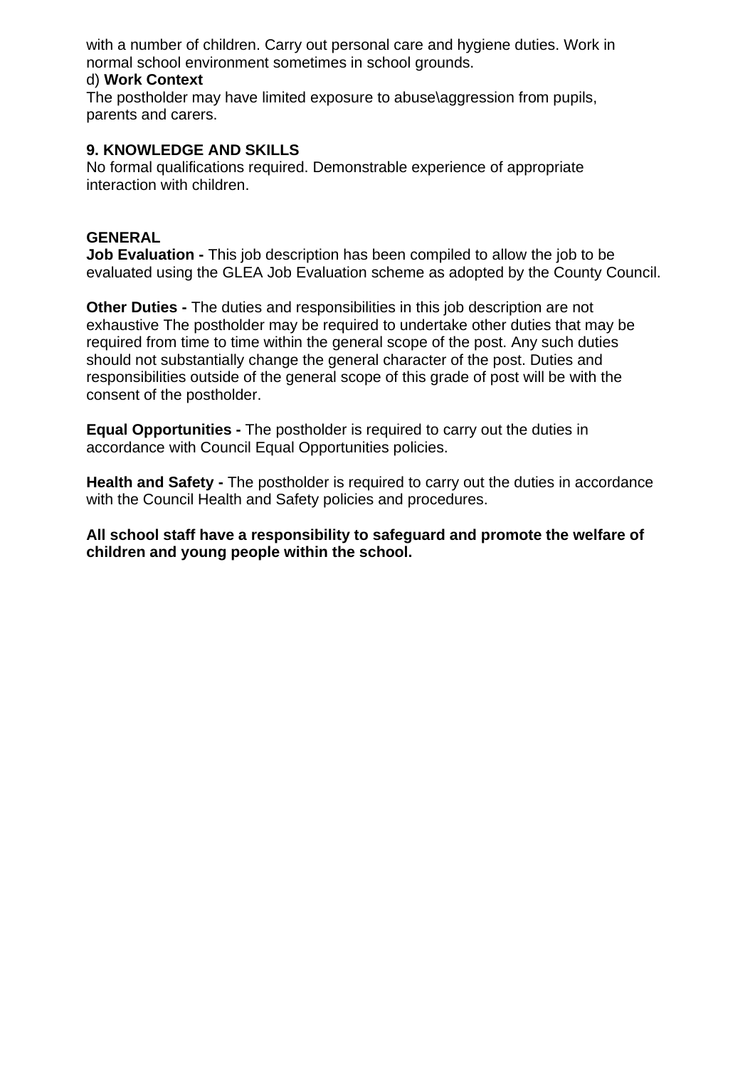with a number of children. Carry out personal care and hygiene duties. Work in normal school environment sometimes in school grounds.

d) **Work Context**

The postholder may have limited exposure to abuse\aggression from pupils, parents and carers.

### 9. KNOWLEDGE AND SKILLS

No formal qualifications required. Demonstrable experience of appropriate interaction with children.

### GENERAL

**Job Evaluation -** This job description has been compiled to allow the job to be evaluated using the GLEA Job Evaluation scheme as adopted by the County Council.

**Other Duties -** The duties and responsibilities in this job description are not exhaustive The postholder may be required to undertake other duties that may be required from time to time within the general scope of the post. Any such duties should not substantially change the general character of the post. Duties and responsibilities outside of the general scope of this grade of post will be with the consent of the postholder.

**Equal Opportunities -** The postholder is required to carry out the duties in accordance with Council Equal Opportunities policies.

**Health and Safety -** The postholder is required to carry out the duties in accordance with the Council Health and Safety policies and procedures.

**All school staff have a responsibility to safeguard and promote the welfare of children and young people within the school.**